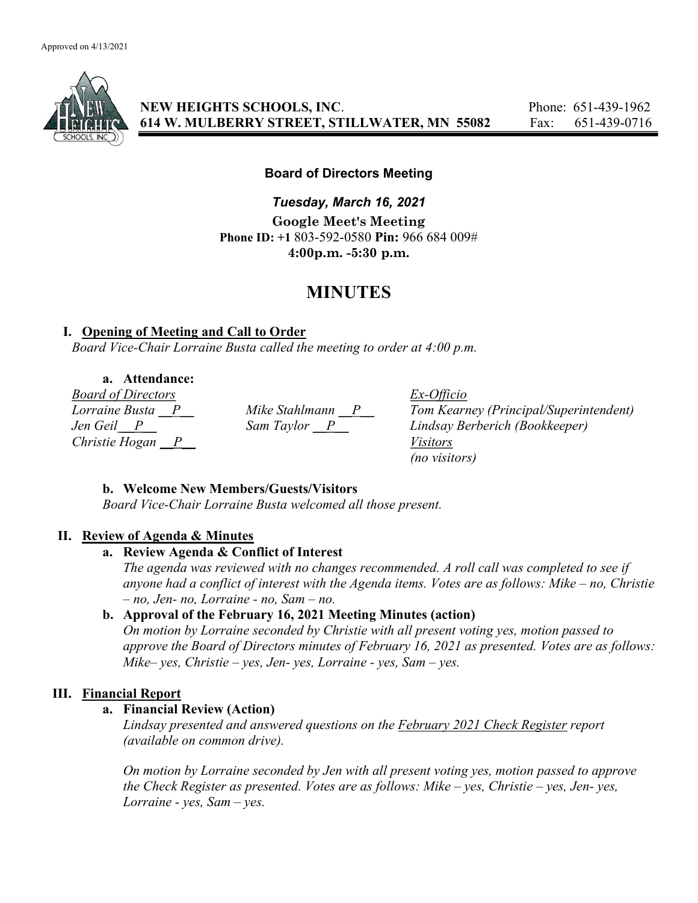Approved on 4/13/2021

**NEW HEIGHTS SCHOOLS, INC.** Phone: 651-439-1962
**614 W. MULBERRY STREET, STILLWATER, MN 55082** Fax: 651-439-0716

**Board of Directors Meeting**

***Tuesday, March 16, 2021***

**Google Meet's Meeting**
**Phone ID: +1** 803-592-0580 **Pin:** 966 684 009#
**4:00p.m. -5:30 p.m.**

# MINUTES

## I. Opening of Meeting and Call to Order

*Board Vice-Chair Lorraine Busta called the meeting to order at 4:00 p.m.*

### a. Attendance:

| *Board of Directors* | | *Ex-Officio* |
|---|---|---|
| *Lorraine Busta __P__* | *Mike Stahlmann __P__* | *Tom Kearney (Principal/Superintendent)* |
| *Jen Geil __P__* | *Sam Taylor __P__* | *Lindsay Berberich (Bookkeeper)* |
| *Christie Hogan __P__* | | *Visitors* |
| | | *(no visitors)* |

### b. Welcome New Members/Guests/Visitors

*Board Vice-Chair Lorraine Busta welcomed all those present.*

## II. Review of Agenda & Minutes

### a. Review Agenda & Conflict of Interest

*The agenda was reviewed with no changes recommended. A roll call was completed to see if anyone had a conflict of interest with the Agenda items. Votes are as follows: Mike – no, Christie – no, Jen- no, Lorraine - no, Sam – no.*

### b. Approval of the February 16, 2021 Meeting Minutes (action)

*On motion by Lorraine seconded by Christie with all present voting yes, motion passed to approve the Board of Directors minutes of February 16, 2021 as presented. Votes are as follows: Mike– yes, Christie – yes, Jen- yes, Lorraine - yes, Sam – yes.*

## III. Financial Report

### a. Financial Review (Action)

*Lindsay presented and answered questions on the February 2021 Check Register report (available on common drive).*

*On motion by Lorraine seconded by Jen with all present voting yes, motion passed to approve the Check Register as presented. Votes are as follows: Mike – yes, Christie – yes, Jen- yes, Lorraine - yes, Sam – yes.*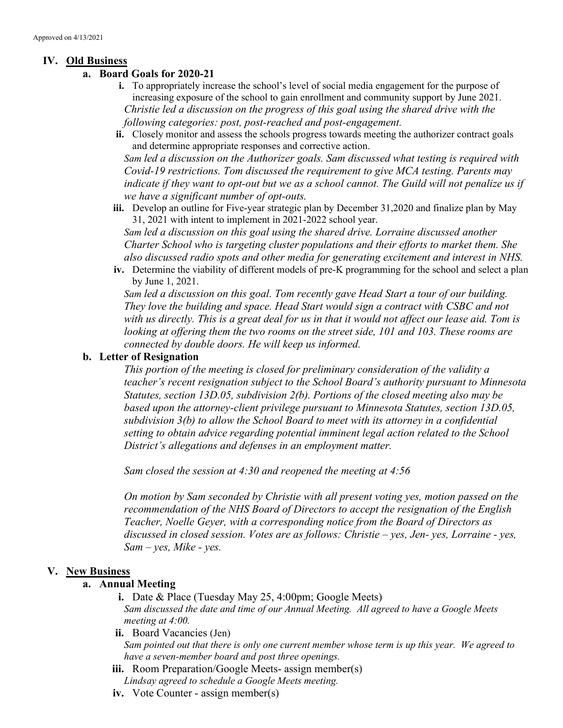Approved on 4/13/2021

## IV. Old Business

### a. Board Goals for 2020-21

i. To appropriately increase the school's level of social media engagement for the purpose of increasing exposure of the school to gain enrollment and community support by June 2021.
*Christie led a discussion on the progress of this goal using the shared drive with the following categories: post, post-reached and post-engagement.*

ii. Closely monitor and assess the schools progress towards meeting the authorizer contract goals and determine appropriate responses and corrective action.
*Sam led a discussion on the Authorizer goals. Sam discussed what testing is required with Covid-19 restrictions. Tom discussed the requirement to give MCA testing. Parents may indicate if they want to opt-out but we as a school cannot. The Guild will not penalize us if we have a significant number of opt-outs.*

iii. Develop an outline for Five-year strategic plan by December 31,2020 and finalize plan by May 31, 2021 with intent to implement in 2021-2022 school year.
*Sam led a discussion on this goal using the shared drive. Lorraine discussed another Charter School who is targeting cluster populations and their efforts to market them. She also discussed radio spots and other media for generating excitement and interest in NHS.*

iv. Determine the viability of different models of pre-K programming for the school and select a plan by June 1, 2021.
*Sam led a discussion on this goal. Tom recently gave Head Start a tour of our building. They love the building and space. Head Start would sign a contract with CSBC and not with us directly. This is a great deal for us in that it would not affect our lease aid. Tom is looking at offering them the two rooms on the street side, 101 and 103. These rooms are connected by double doors. He will keep us informed.*

### b. Letter of Resignation

*This portion of the meeting is closed for preliminary consideration of the validity a teacher's recent resignation subject to the School Board's authority pursuant to Minnesota Statutes, section 13D.05, subdivision 2(b). Portions of the closed meeting also may be based upon the attorney-client privilege pursuant to Minnesota Statutes, section 13D.05, subdivision 3(b) to allow the School Board to meet with its attorney in a confidential setting to obtain advice regarding potential imminent legal action related to the School District's allegations and defenses in an employment matter.*

*Sam closed the session at 4:30 and reopened the meeting at 4:56*

*On motion by Sam seconded by Christie with all present voting yes, motion passed on the recommendation of the NHS Board of Directors to accept the resignation of the English Teacher, Noelle Geyer, with a corresponding notice from the Board of Directors as discussed in closed session. Votes are as follows: Christie – yes, Jen- yes, Lorraine - yes, Sam – yes, Mike - yes.*

## V. New Business

### a. Annual Meeting

i. Date & Place (Tuesday May 25, 4:00pm; Google Meets)
*Sam discussed the date and time of our Annual Meeting. All agreed to have a Google Meets meeting at 4:00.*

ii. Board Vacancies (Jen)
*Sam pointed out that there is only one current member whose term is up this year. We agreed to have a seven-member board and post three openings.*

iii. Room Preparation/Google Meets- assign member(s)
*Lindsay agreed to schedule a Google Meets meeting.*

iv. Vote Counter - assign member(s)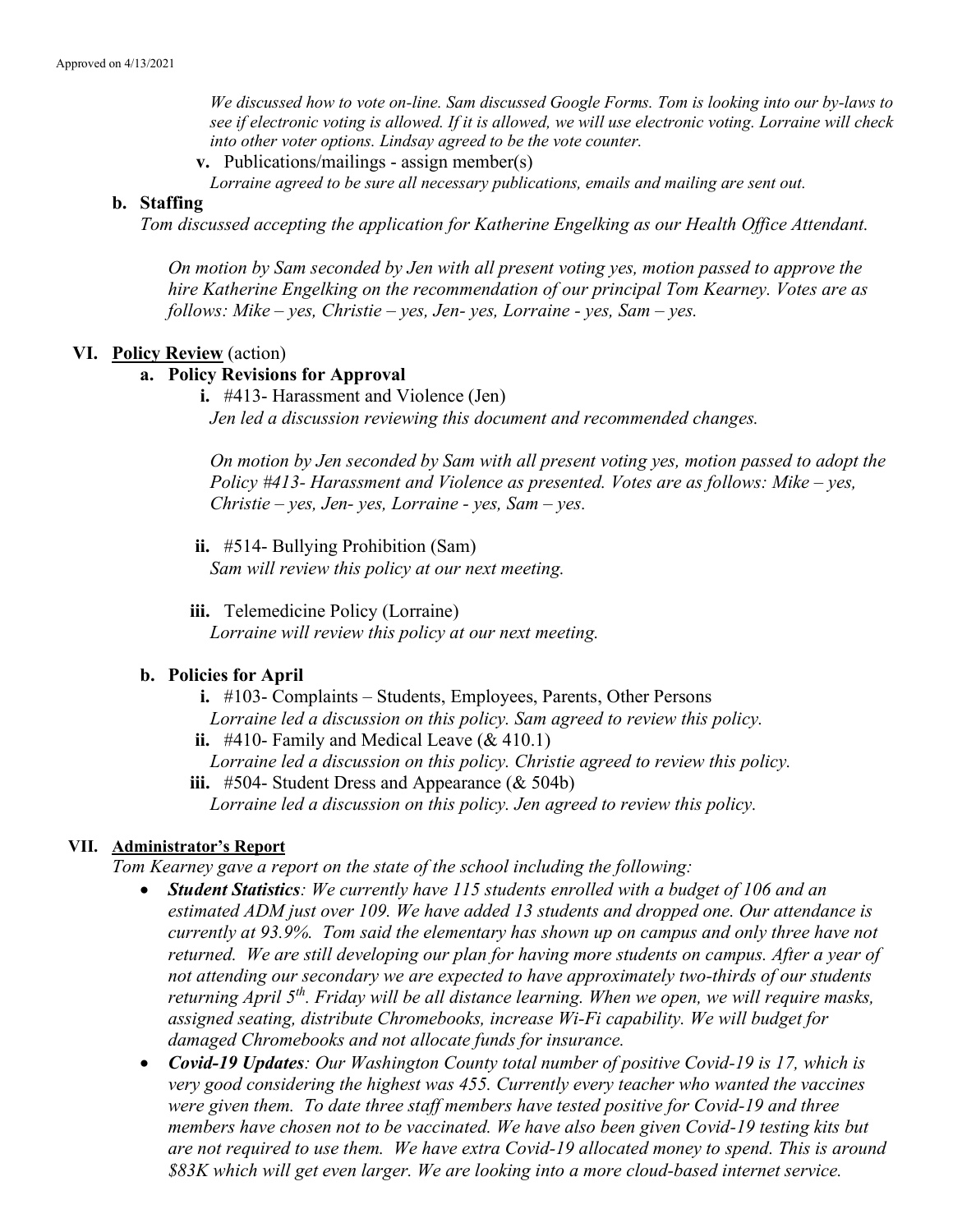*We discussed how to vote on-line. Sam discussed Google Forms. Tom is looking into our by-laws to see if electronic voting is allowed. If it is allowed, we will use electronic voting. Lorraine will check into other voter options. Lindsay agreed to be the vote counter.*

**v.** Publications/mailings - assign member(s)

*Lorraine agreed to be sure all necessary publications, emails and mailing are sent out.*

**b. Staffing**

*Tom discussed accepting the application for Katherine Engelking as our Health Office Attendant.*

*On motion by Sam seconded by Jen with all present voting yes, motion passed to approve the hire Katherine Engelking on the recommendation of our principal Tom Kearney. Votes are as follows: Mike – yes, Christie – yes, Jen- yes, Lorraine - yes, Sam – yes.*

## VI. Policy Review (action)

**a. Policy Revisions for Approval**

**i.** #413- Harassment and Violence (Jen)

*Jen led a discussion reviewing this document and recommended changes.*

*On motion by Jen seconded by Sam with all present voting yes, motion passed to adopt the Policy #413- Harassment and Violence as presented. Votes are as follows: Mike – yes, Christie – yes, Jen- yes, Lorraine - yes, Sam – yes.*

**ii.** #514- Bullying Prohibition (Sam)

*Sam will review this policy at our next meeting.*

**iii.** Telemedicine Policy (Lorraine)

*Lorraine will review this policy at our next meeting.*

**b. Policies for April**

**i.** #103- Complaints – Students, Employees, Parents, Other Persons

*Lorraine led a discussion on this policy. Sam agreed to review this policy.*

**ii.** #410- Family and Medical Leave (& 410.1)

*Lorraine led a discussion on this policy. Christie agreed to review this policy.*

**iii.** #504- Student Dress and Appearance (& 504b)

*Lorraine led a discussion on this policy. Jen agreed to review this policy.*

## VII. Administrator's Report

*Tom Kearney gave a report on the state of the school including the following:*

- ***Student Statistics**: We currently have 115 students enrolled with a budget of 106 and an estimated ADM just over 109. We have added 13 students and dropped one. Our attendance is currently at 93.9%. Tom said the elementary has shown up on campus and only three have not returned. We are still developing our plan for having more students on campus. After a year of not attending our secondary we are expected to have approximately two-thirds of our students returning April 5th. Friday will be all distance learning. When we open, we will require masks, assigned seating, distribute Chromebooks, increase Wi-Fi capability. We will budget for damaged Chromebooks and not allocate funds for insurance.*
- ***Covid-19 Updates**: Our Washington County total number of positive Covid-19 is 17, which is very good considering the highest was 455. Currently every teacher who wanted the vaccines were given them. To date three staff members have tested positive for Covid-19 and three members have chosen not to be vaccinated. We have also been given Covid-19 testing kits but are not required to use them. We have extra Covid-19 allocated money to spend. This is around $83K which will get even larger. We are looking into a more cloud-based internet service.*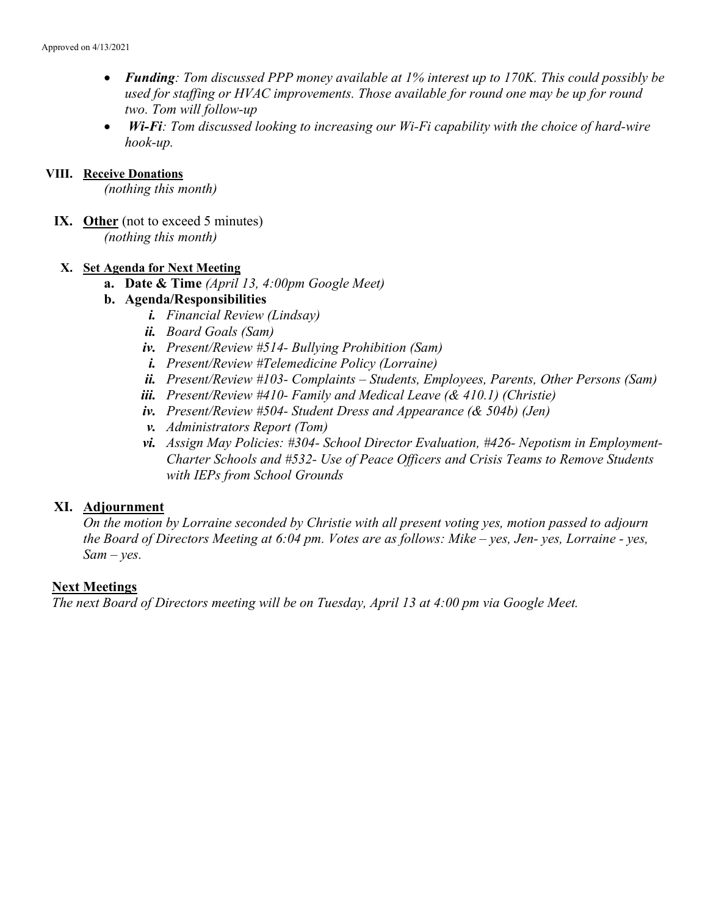- ***Funding****: Tom discussed PPP money available at 1% interest up to 170K. This could possibly be used for staffing or HVAC improvements. Those available for round one may be up for round two. Tom will follow-up*
- ***Wi-Fi****: Tom discussed looking to increasing our Wi-Fi capability with the choice of hard-wire hook-up.*

**VIII. Receive Donations**

*(nothing this month)*

**IX. Other** (not to exceed 5 minutes)

*(nothing this month)*

**X. Set Agenda for Next Meeting**

- **a. Date & Time** *(April 13, 4:00pm Google Meet)*
- **b. Agenda/Responsibilities**
  - ***i.*** *Financial Review (Lindsay)*
  - ***ii.*** *Board Goals (Sam)*
  - ***iv.*** *Present/Review #514- Bullying Prohibition (Sam)*
  - ***i.*** *Present/Review #Telemedicine Policy (Lorraine)*
  - ***ii.*** *Present/Review #103- Complaints – Students, Employees, Parents, Other Persons (Sam)*
  - ***iii.*** *Present/Review #410- Family and Medical Leave (& 410.1) (Christie)*
  - ***iv.*** *Present/Review #504- Student Dress and Appearance (& 504b) (Jen)*
  - ***v.*** *Administrators Report (Tom)*
  - ***vi.*** *Assign May Policies: #304- School Director Evaluation, #426- Nepotism in Employment-Charter Schools and #532- Use of Peace Officers and Crisis Teams to Remove Students with IEPs from School Grounds*

**XI. Adjournment**

*On the motion by Lorraine seconded by Christie with all present voting yes, motion passed to adjourn the Board of Directors Meeting at 6:04 pm. Votes are as follows: Mike – yes, Jen- yes, Lorraine - yes, Sam – yes.*

**Next Meetings**

*The next Board of Directors meeting will be on Tuesday, April 13 at 4:00 pm via Google Meet.*